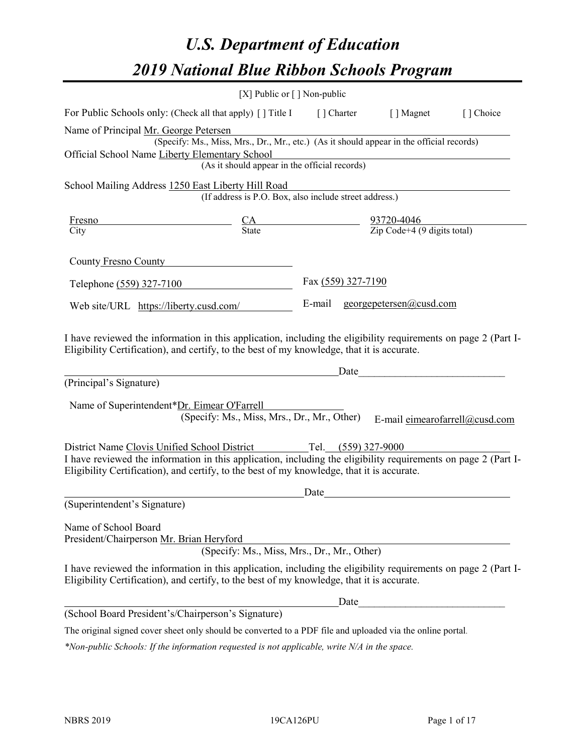# U.S. Department of Education
# 2019 National Blue Ribbon Schools Program

[X] Public or [ ] Non-public

For Public Schools only: (Check all that apply) [ ] Title I [ ] Charter [ ] Magnet [ ] Choice

Name of Principal Mr. George Petersen
(Specify: Ms., Miss, Mrs., Dr., Mr., etc.) (As it should appear in the official records)

Official School Name Liberty Elementary School
(As it should appear in the official records)

School Mailing Address 1250 East Liberty Hill Road
(If address is P.O. Box, also include street address.)

| Fresno | CA | 93720-4046 |
|---|---|---|
| City | State | Zip Code+4 (9 digits total) |

County Fresno County

Telephone (559) 327-7100 Fax (559) 327-7190

Web site/URL https://liberty.cusd.com/ E-mail georgepetersen@cusd.com

I have reviewed the information in this application, including the eligibility requirements on page 2 (Part I-Eligibility Certification), and certify, to the best of my knowledge, that it is accurate.

_______________________________________ Date_____________________
(Principal's Signature)

Name of Superintendent*Dr. Eimear O'Farrell
(Specify: Ms., Miss, Mrs., Dr., Mr., Other) E-mail eimearofarrell@cusd.com

District Name Clovis Unified School District Tel. (559) 327-9000

I have reviewed the information in this application, including the eligibility requirements on page 2 (Part I-Eligibility Certification), and certify, to the best of my knowledge, that it is accurate.

_______________________________________ Date_____________________
(Superintendent's Signature)

Name of School Board
President/Chairperson Mr. Brian Heryford
(Specify: Ms., Miss, Mrs., Dr., Mr., Other)

I have reviewed the information in this application, including the eligibility requirements on page 2 (Part I-Eligibility Certification), and certify, to the best of my knowledge, that it is accurate.

_______________________________________ Date_____________________
(School Board President's/Chairperson's Signature)

The original signed cover sheet only should be converted to a PDF file and uploaded via the online portal.

*\*Non-public Schools: If the information requested is not applicable, write N/A in the space.*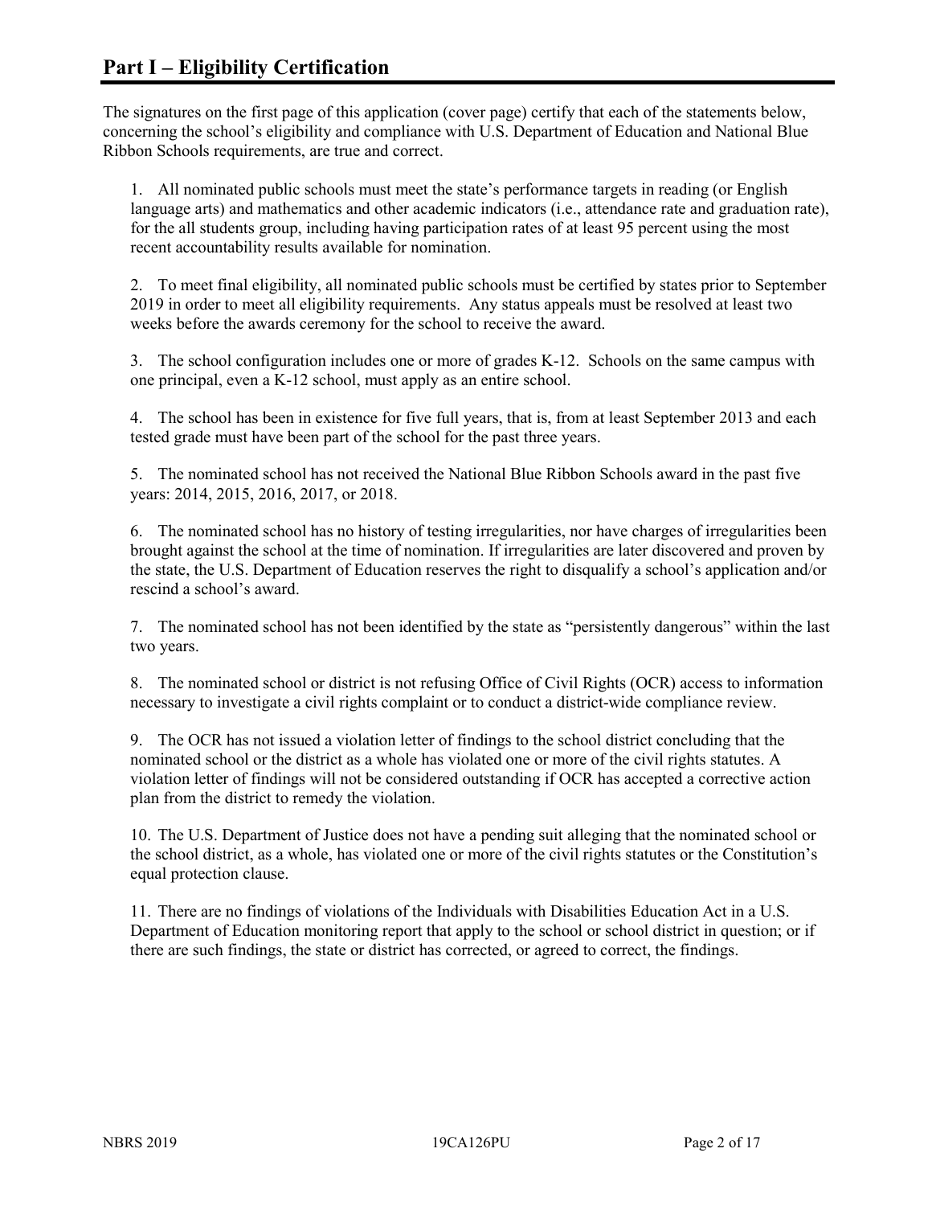# Part I – Eligibility Certification

The signatures on the first page of this application (cover page) certify that each of the statements below, concerning the school's eligibility and compliance with U.S. Department of Education and National Blue Ribbon Schools requirements, are true and correct.

1. All nominated public schools must meet the state's performance targets in reading (or English language arts) and mathematics and other academic indicators (i.e., attendance rate and graduation rate), for the all students group, including having participation rates of at least 95 percent using the most recent accountability results available for nomination.

2. To meet final eligibility, all nominated public schools must be certified by states prior to September 2019 in order to meet all eligibility requirements. Any status appeals must be resolved at least two weeks before the awards ceremony for the school to receive the award.

3. The school configuration includes one or more of grades K-12. Schools on the same campus with one principal, even a K-12 school, must apply as an entire school.

4. The school has been in existence for five full years, that is, from at least September 2013 and each tested grade must have been part of the school for the past three years.

5. The nominated school has not received the National Blue Ribbon Schools award in the past five years: 2014, 2015, 2016, 2017, or 2018.

6. The nominated school has no history of testing irregularities, nor have charges of irregularities been brought against the school at the time of nomination. If irregularities are later discovered and proven by the state, the U.S. Department of Education reserves the right to disqualify a school's application and/or rescind a school's award.

7. The nominated school has not been identified by the state as "persistently dangerous" within the last two years.

8. The nominated school or district is not refusing Office of Civil Rights (OCR) access to information necessary to investigate a civil rights complaint or to conduct a district-wide compliance review.

9. The OCR has not issued a violation letter of findings to the school district concluding that the nominated school or the district as a whole has violated one or more of the civil rights statutes. A violation letter of findings will not be considered outstanding if OCR has accepted a corrective action plan from the district to remedy the violation.

10. The U.S. Department of Justice does not have a pending suit alleging that the nominated school or the school district, as a whole, has violated one or more of the civil rights statutes or the Constitution's equal protection clause.

11. There are no findings of violations of the Individuals with Disabilities Education Act in a U.S. Department of Education monitoring report that apply to the school or school district in question; or if there are such findings, the state or district has corrected, or agreed to correct, the findings.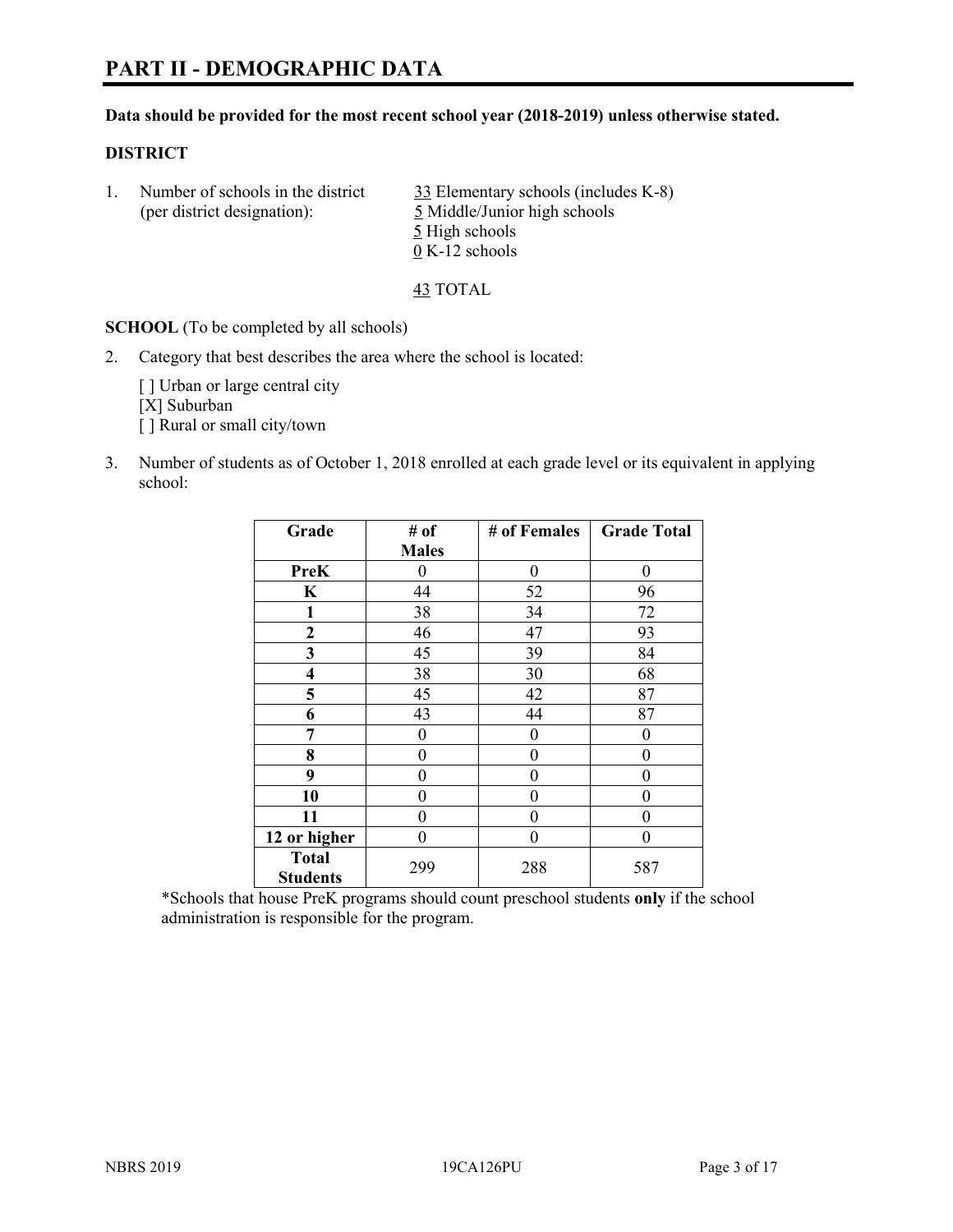# PART II - DEMOGRAPHIC DATA

**Data should be provided for the most recent school year (2018-2019) unless otherwise stated.**

## DISTRICT

1. Number of schools in the district (per district designation):
   - 33 Elementary schools (includes K-8)
   - 5 Middle/Junior high schools
   - 5 High schools
   - 0 K-12 schools

   43 TOTAL

**SCHOOL** (To be completed by all schools)

2. Category that best describes the area where the school is located:

   [ ] Urban or large central city
   [X] Suburban
   [ ] Rural or small city/town

3. Number of students as of October 1, 2018 enrolled at each grade level or its equivalent in applying school:

| Grade | # of Males | # of Females | Grade Total |
|---|---|---|---|
| **PreK** | 0 | 0 | 0 |
| **K** | 44 | 52 | 96 |
| **1** | 38 | 34 | 72 |
| **2** | 46 | 47 | 93 |
| **3** | 45 | 39 | 84 |
| **4** | 38 | 30 | 68 |
| **5** | 45 | 42 | 87 |
| **6** | 43 | 44 | 87 |
| **7** | 0 | 0 | 0 |
| **8** | 0 | 0 | 0 |
| **9** | 0 | 0 | 0 |
| **10** | 0 | 0 | 0 |
| **11** | 0 | 0 | 0 |
| **12 or higher** | 0 | 0 | 0 |
| **Total Students** | 299 | 288 | 587 |

*Schools that house PreK programs should count preschool students **only** if the school administration is responsible for the program.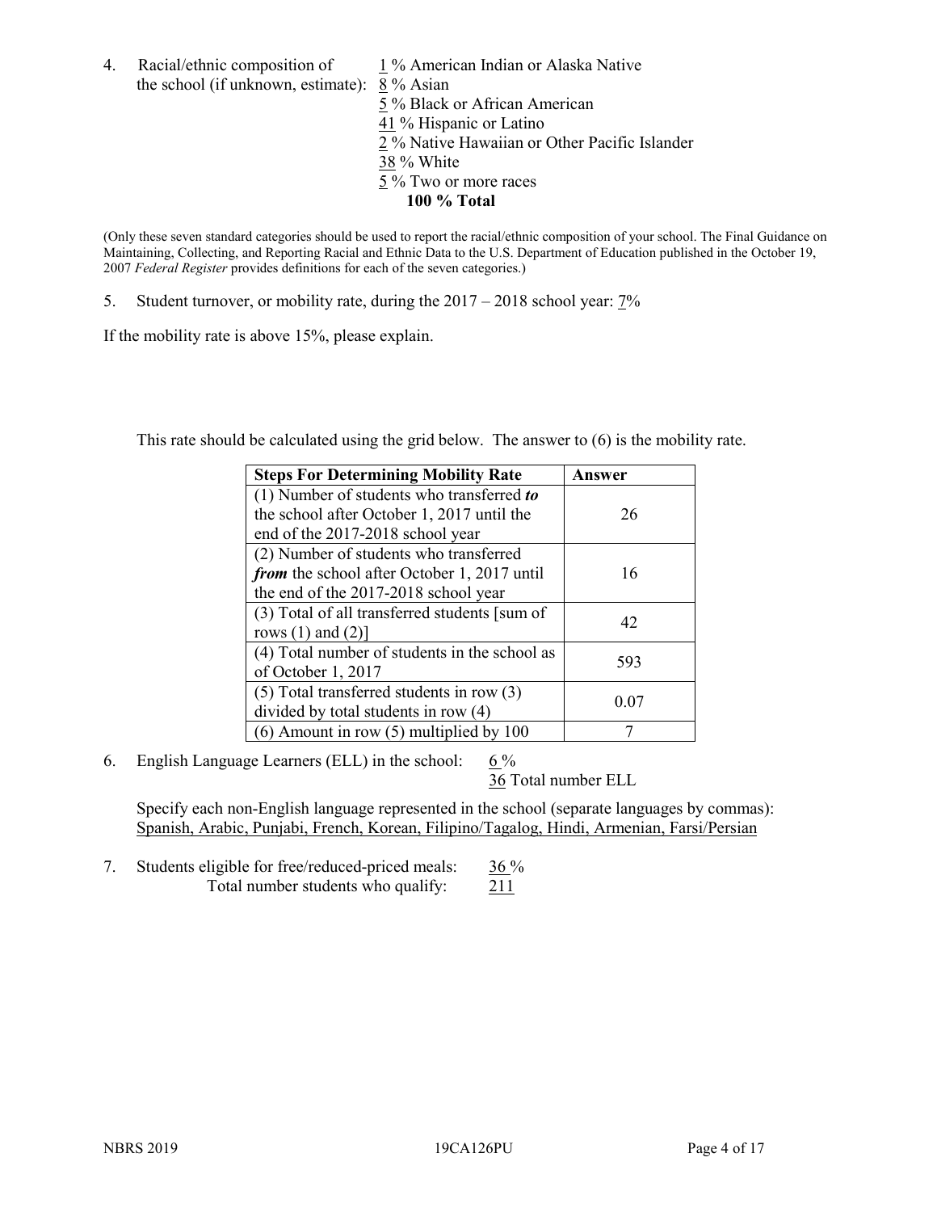4. Racial/ethnic composition of the school (if unknown, estimate):
   1 % American Indian or Alaska Native
   8 % Asian
   5 % Black or African American
   41 % Hispanic or Latino
   2 % Native Hawaiian or Other Pacific Islander
   38 % White
   5 % Two or more races
   **100 % Total**

(Only these seven standard categories should be used to report the racial/ethnic composition of your school. The Final Guidance on Maintaining, Collecting, and Reporting Racial and Ethnic Data to the U.S. Department of Education published in the October 19, 2007 *Federal Register* provides definitions for each of the seven categories.)

5. Student turnover, or mobility rate, during the 2017 – 2018 school year: 7%

If the mobility rate is above 15%, please explain.

This rate should be calculated using the grid below. The answer to (6) is the mobility rate.

| **Steps For Determining Mobility Rate** | **Answer** |
|---|---|
| (1) Number of students who transferred ***to*** the school after October 1, 2017 until the end of the 2017-2018 school year | 26 |
| (2) Number of students who transferred ***from*** the school after October 1, 2017 until the end of the 2017-2018 school year | 16 |
| (3) Total of all transferred students [sum of rows (1) and (2)] | 42 |
| (4) Total number of students in the school as of October 1, 2017 | 593 |
| (5) Total transferred students in row (3) divided by total students in row (4) | 0.07 |
| (6) Amount in row (5) multiplied by 100 | 7 |

6. English Language Learners (ELL) in the school: 6 %
   36 Total number ELL

   Specify each non-English language represented in the school (separate languages by commas): Spanish, Arabic, Punjabi, French, Korean, Filipino/Tagalog, Hindi, Armenian, Farsi/Persian

7. Students eligible for free/reduced-priced meals: 36 %
   Total number students who qualify: 211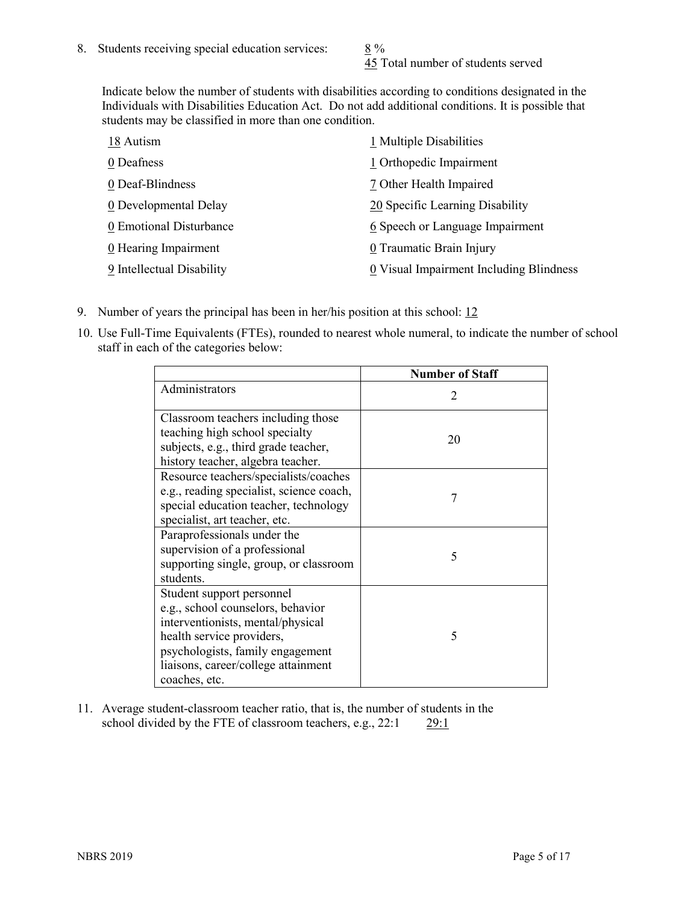8. Students receiving special education services: 8 %
   45 Total number of students served

   Indicate below the number of students with disabilities according to conditions designated in the Individuals with Disabilities Education Act. Do not add additional conditions. It is possible that students may be classified in more than one condition.

   18 Autism
   0 Deafness
   0 Deaf-Blindness
   0 Developmental Delay
   0 Emotional Disturbance
   0 Hearing Impairment
   9 Intellectual Disability
   1 Multiple Disabilities
   1 Orthopedic Impairment
   7 Other Health Impaired
   20 Specific Learning Disability
   6 Speech or Language Impairment
   0 Traumatic Brain Injury
   0 Visual Impairment Including Blindness

9. Number of years the principal has been in her/his position at this school: 12

10. Use Full-Time Equivalents (FTEs), rounded to nearest whole numeral, to indicate the number of school staff in each of the categories below:

| | Number of Staff |
|---|---|
| Administrators | 2 |
| Classroom teachers including those teaching high school specialty subjects, e.g., third grade teacher, history teacher, algebra teacher. | 20 |
| Resource teachers/specialists/coaches e.g., reading specialist, science coach, special education teacher, technology specialist, art teacher, etc. | 7 |
| Paraprofessionals under the supervision of a professional supporting single, group, or classroom students. | 5 |
| Student support personnel e.g., school counselors, behavior interventionists, mental/physical health service providers, psychologists, family engagement liaisons, career/college attainment coaches, etc. | 5 |

11. Average student-classroom teacher ratio, that is, the number of students in the school divided by the FTE of classroom teachers, e.g., 22:1 29:1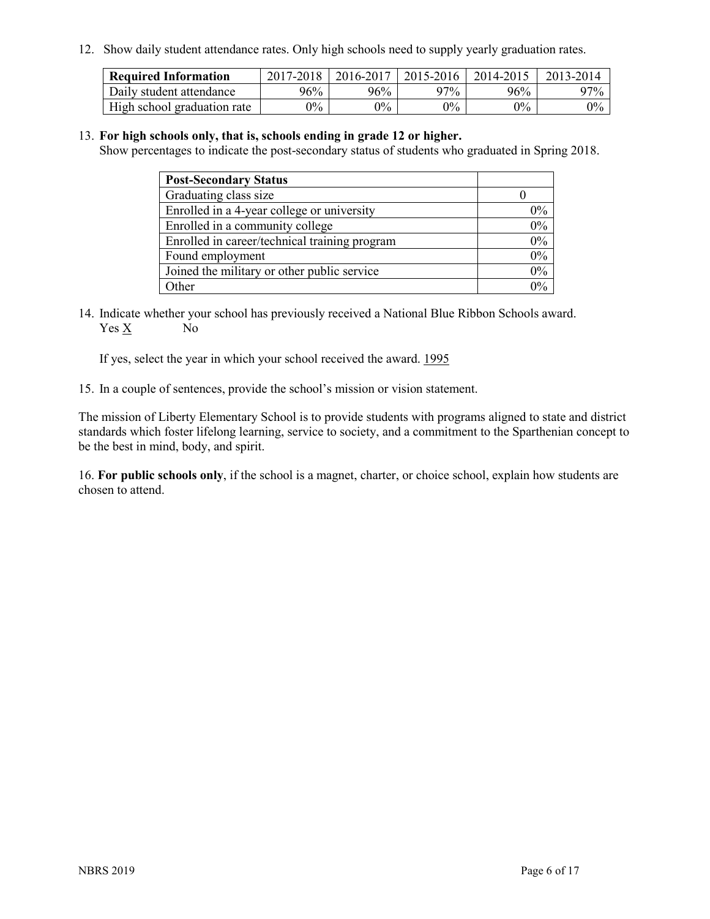12. Show daily student attendance rates. Only high schools need to supply yearly graduation rates.

| Required Information | 2017-2018 | 2016-2017 | 2015-2016 | 2014-2015 | 2013-2014 |
| --- | --- | --- | --- | --- | --- |
| Daily student attendance | 96% | 96% | 97% | 96% | 97% |
| High school graduation rate | 0% | 0% | 0% | 0% | 0% |

13. **For high schools only, that is, schools ending in grade 12 or higher.**
Show percentages to indicate the post-secondary status of students who graduated in Spring 2018.

| Post-Secondary Status | |
| --- | --- |
| Graduating class size | 0 |
| Enrolled in a 4-year college or university | 0% |
| Enrolled in a community college | 0% |
| Enrolled in career/technical training program | 0% |
| Found employment | 0% |
| Joined the military or other public service | 0% |
| Other | 0% |

14. Indicate whether your school has previously received a National Blue Ribbon Schools award.
Yes X No

If yes, select the year in which your school received the award. 1995

15. In a couple of sentences, provide the school's mission or vision statement.

The mission of Liberty Elementary School is to provide students with programs aligned to state and district standards which foster lifelong learning, service to society, and a commitment to the Sparthenian concept to be the best in mind, body, and spirit.

16. **For public schools only**, if the school is a magnet, charter, or choice school, explain how students are chosen to attend.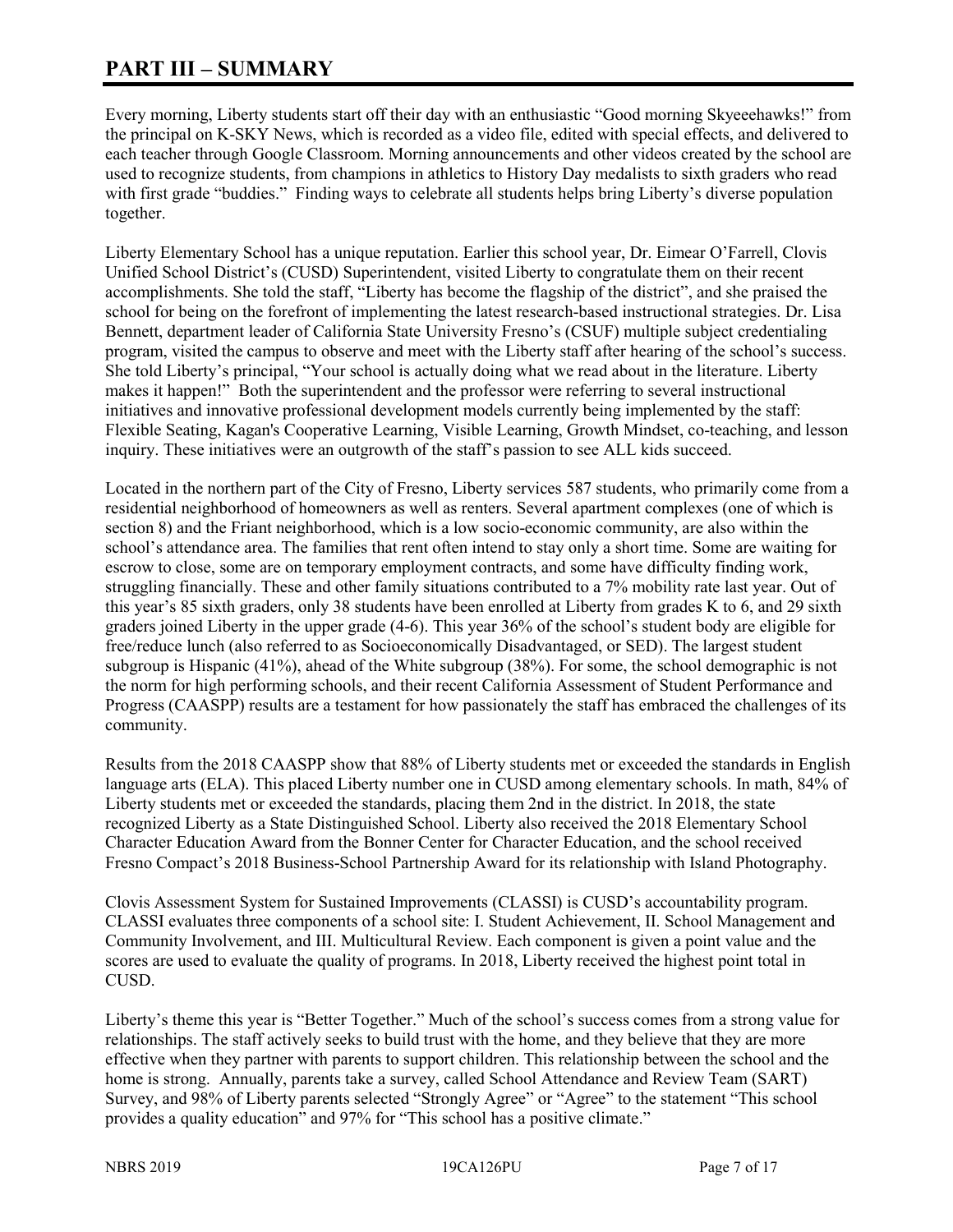# PART III – SUMMARY

Every morning, Liberty students start off their day with an enthusiastic "Good morning Skyeeehawks!" from the principal on K-SKY News, which is recorded as a video file, edited with special effects, and delivered to each teacher through Google Classroom. Morning announcements and other videos created by the school are used to recognize students, from champions in athletics to History Day medalists to sixth graders who read with first grade "buddies." Finding ways to celebrate all students helps bring Liberty's diverse population together.

Liberty Elementary School has a unique reputation. Earlier this school year, Dr. Eimear O'Farrell, Clovis Unified School District's (CUSD) Superintendent, visited Liberty to congratulate them on their recent accomplishments. She told the staff, "Liberty has become the flagship of the district", and she praised the school for being on the forefront of implementing the latest research-based instructional strategies. Dr. Lisa Bennett, department leader of California State University Fresno's (CSUF) multiple subject credentialing program, visited the campus to observe and meet with the Liberty staff after hearing of the school's success. She told Liberty's principal, "Your school is actually doing what we read about in the literature. Liberty makes it happen!" Both the superintendent and the professor were referring to several instructional initiatives and innovative professional development models currently being implemented by the staff: Flexible Seating, Kagan's Cooperative Learning, Visible Learning, Growth Mindset, co-teaching, and lesson inquiry. These initiatives were an outgrowth of the staff's passion to see ALL kids succeed.

Located in the northern part of the City of Fresno, Liberty services 587 students, who primarily come from a residential neighborhood of homeowners as well as renters. Several apartment complexes (one of which is section 8) and the Friant neighborhood, which is a low socio-economic community, are also within the school's attendance area. The families that rent often intend to stay only a short time. Some are waiting for escrow to close, some are on temporary employment contracts, and some have difficulty finding work, struggling financially. These and other family situations contributed to a 7% mobility rate last year. Out of this year's 85 sixth graders, only 38 students have been enrolled at Liberty from grades K to 6, and 29 sixth graders joined Liberty in the upper grade (4-6). This year 36% of the school's student body are eligible for free/reduce lunch (also referred to as Socioeconomically Disadvantaged, or SED). The largest student subgroup is Hispanic (41%), ahead of the White subgroup (38%). For some, the school demographic is not the norm for high performing schools, and their recent California Assessment of Student Performance and Progress (CAASPP) results are a testament for how passionately the staff has embraced the challenges of its community.

Results from the 2018 CAASPP show that 88% of Liberty students met or exceeded the standards in English language arts (ELA). This placed Liberty number one in CUSD among elementary schools. In math, 84% of Liberty students met or exceeded the standards, placing them 2nd in the district. In 2018, the state recognized Liberty as a State Distinguished School. Liberty also received the 2018 Elementary School Character Education Award from the Bonner Center for Character Education, and the school received Fresno Compact's 2018 Business-School Partnership Award for its relationship with Island Photography.

Clovis Assessment System for Sustained Improvements (CLASSI) is CUSD's accountability program. CLASSI evaluates three components of a school site: I. Student Achievement, II. School Management and Community Involvement, and III. Multicultural Review. Each component is given a point value and the scores are used to evaluate the quality of programs. In 2018, Liberty received the highest point total in CUSD.

Liberty's theme this year is "Better Together." Much of the school's success comes from a strong value for relationships. The staff actively seeks to build trust with the home, and they believe that they are more effective when they partner with parents to support children. This relationship between the school and the home is strong. Annually, parents take a survey, called School Attendance and Review Team (SART) Survey, and 98% of Liberty parents selected "Strongly Agree" or "Agree" to the statement "This school provides a quality education" and 97% for "This school has a positive climate."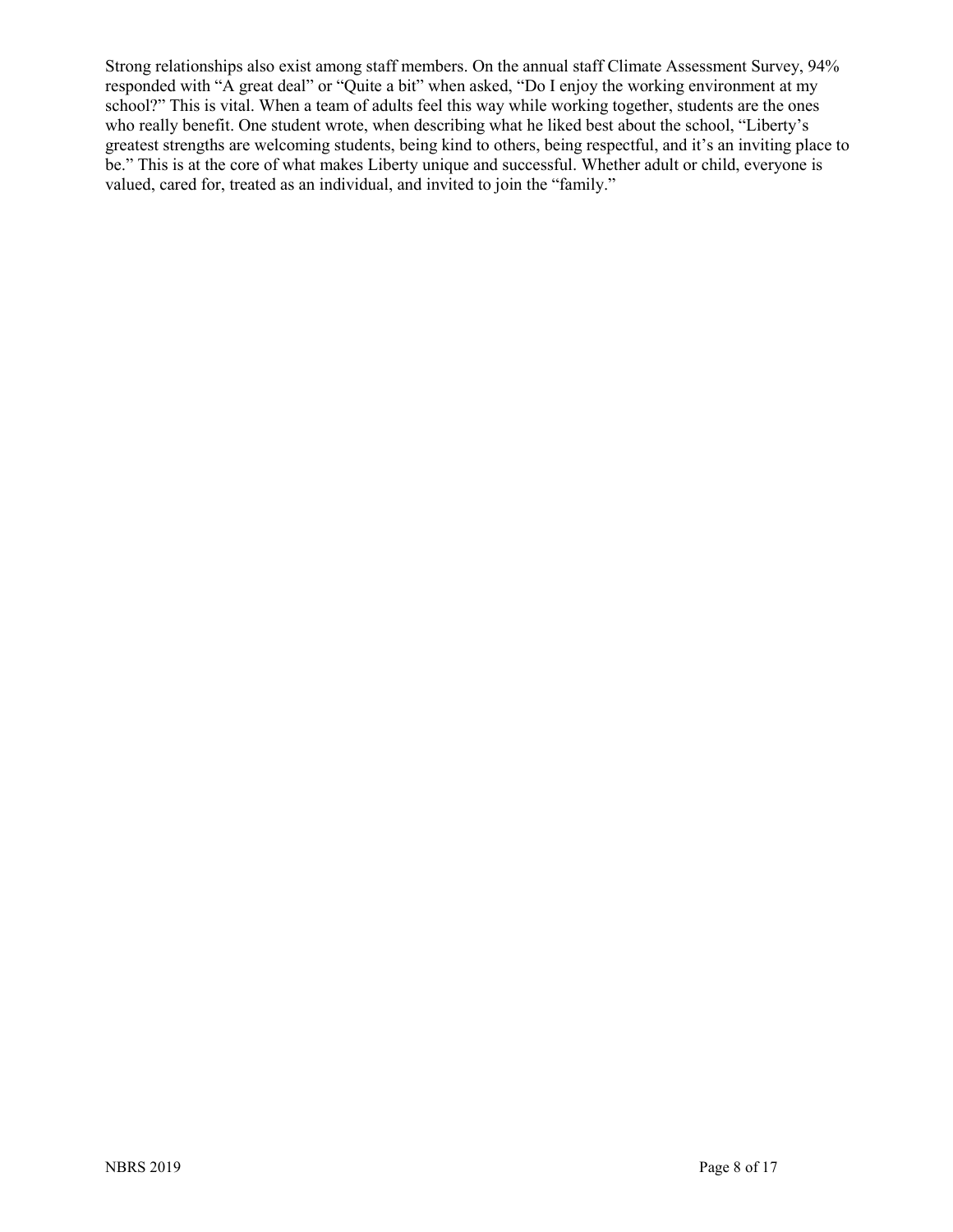Strong relationships also exist among staff members. On the annual staff Climate Assessment Survey, 94% responded with “A great deal” or “Quite a bit” when asked, “Do I enjoy the working environment at my school?” This is vital. When a team of adults feel this way while working together, students are the ones who really benefit. One student wrote, when describing what he liked best about the school, “Liberty’s greatest strengths are welcoming students, being kind to others, being respectful, and it’s an inviting place to be.” This is at the core of what makes Liberty unique and successful. Whether adult or child, everyone is valued, cared for, treated as an individual, and invited to join the “family.”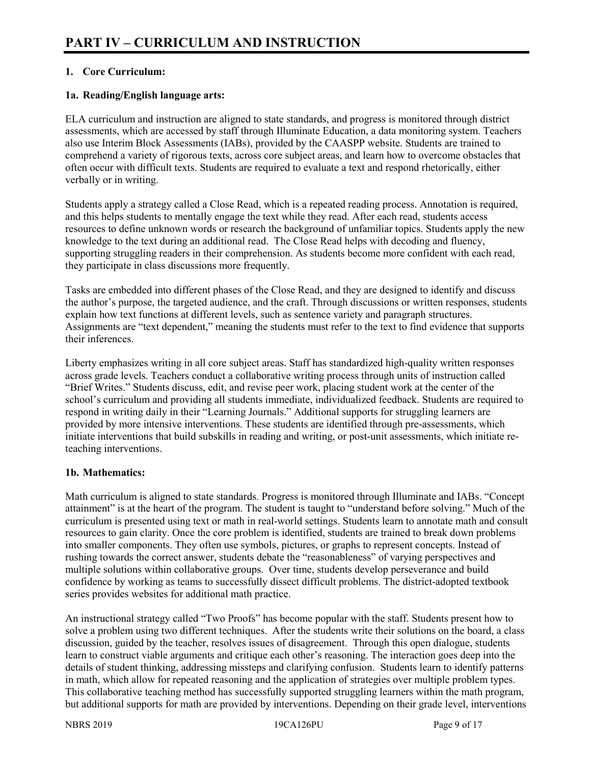# PART IV – CURRICULUM AND INSTRUCTION

## 1. Core Curriculum:

### 1a. Reading/English language arts:

ELA curriculum and instruction are aligned to state standards, and progress is monitored through district assessments, which are accessed by staff through Illuminate Education, a data monitoring system. Teachers also use Interim Block Assessments (IABs), provided by the CAASPP website. Students are trained to comprehend a variety of rigorous texts, across core subject areas, and learn how to overcome obstacles that often occur with difficult texts. Students are required to evaluate a text and respond rhetorically, either verbally or in writing.

Students apply a strategy called a Close Read, which is a repeated reading process. Annotation is required, and this helps students to mentally engage the text while they read. After each read, students access resources to define unknown words or research the background of unfamiliar topics. Students apply the new knowledge to the text during an additional read. The Close Read helps with decoding and fluency, supporting struggling readers in their comprehension. As students become more confident with each read, they participate in class discussions more frequently.

Tasks are embedded into different phases of the Close Read, and they are designed to identify and discuss the author's purpose, the targeted audience, and the craft. Through discussions or written responses, students explain how text functions at different levels, such as sentence variety and paragraph structures. Assignments are "text dependent," meaning the students must refer to the text to find evidence that supports their inferences.

Liberty emphasizes writing in all core subject areas. Staff has standardized high-quality written responses across grade levels. Teachers conduct a collaborative writing process through units of instruction called "Brief Writes." Students discuss, edit, and revise peer work, placing student work at the center of the school's curriculum and providing all students immediate, individualized feedback. Students are required to respond in writing daily in their "Learning Journals." Additional supports for struggling learners are provided by more intensive interventions. These students are identified through pre-assessments, which initiate interventions that build subskills in reading and writing, or post-unit assessments, which initiate re-teaching interventions.

### 1b. Mathematics:

Math curriculum is aligned to state standards. Progress is monitored through Illuminate and IABs. "Concept attainment" is at the heart of the program. The student is taught to "understand before solving." Much of the curriculum is presented using text or math in real-world settings. Students learn to annotate math and consult resources to gain clarity. Once the core problem is identified, students are trained to break down problems into smaller components. They often use symbols, pictures, or graphs to represent concepts. Instead of rushing towards the correct answer, students debate the "reasonableness" of varying perspectives and multiple solutions within collaborative groups. Over time, students develop perseverance and build confidence by working as teams to successfully dissect difficult problems. The district-adopted textbook series provides websites for additional math practice.

An instructional strategy called "Two Proofs" has become popular with the staff. Students present how to solve a problem using two different techniques. After the students write their solutions on the board, a class discussion, guided by the teacher, resolves issues of disagreement. Through this open dialogue, students learn to construct viable arguments and critique each other's reasoning. The interaction goes deep into the details of student thinking, addressing missteps and clarifying confusion. Students learn to identify patterns in math, which allow for repeated reasoning and the application of strategies over multiple problem types. This collaborative teaching method has successfully supported struggling learners within the math program, but additional supports for math are provided by interventions. Depending on their grade level, interventions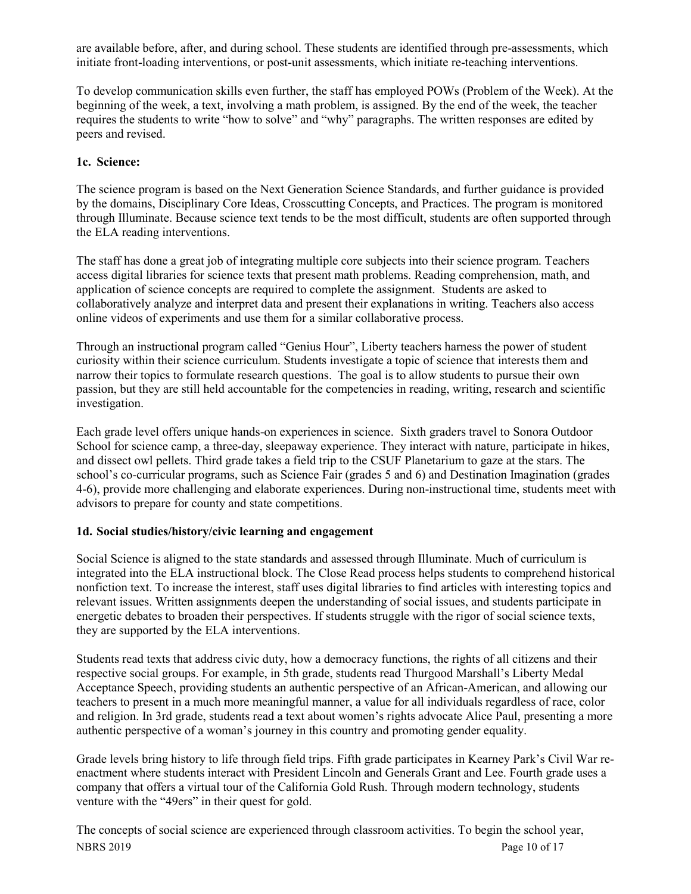are available before, after, and during school. These students are identified through pre-assessments, which initiate front-loading interventions, or post-unit assessments, which initiate re-teaching interventions.

To develop communication skills even further, the staff has employed POWs (Problem of the Week). At the beginning of the week, a text, involving a math problem, is assigned. By the end of the week, the teacher requires the students to write "how to solve" and "why" paragraphs. The written responses are edited by peers and revised.

**1c. Science:**

The science program is based on the Next Generation Science Standards, and further guidance is provided by the domains, Disciplinary Core Ideas, Crosscutting Concepts, and Practices. The program is monitored through Illuminate. Because science text tends to be the most difficult, students are often supported through the ELA reading interventions.

The staff has done a great job of integrating multiple core subjects into their science program. Teachers access digital libraries for science texts that present math problems. Reading comprehension, math, and application of science concepts are required to complete the assignment. Students are asked to collaboratively analyze and interpret data and present their explanations in writing. Teachers also access online videos of experiments and use them for a similar collaborative process.

Through an instructional program called "Genius Hour", Liberty teachers harness the power of student curiosity within their science curriculum. Students investigate a topic of science that interests them and narrow their topics to formulate research questions. The goal is to allow students to pursue their own passion, but they are still held accountable for the competencies in reading, writing, research and scientific investigation.

Each grade level offers unique hands-on experiences in science. Sixth graders travel to Sonora Outdoor School for science camp, a three-day, sleepaway experience. They interact with nature, participate in hikes, and dissect owl pellets. Third grade takes a field trip to the CSUF Planetarium to gaze at the stars. The school's co-curricular programs, such as Science Fair (grades 5 and 6) and Destination Imagination (grades 4-6), provide more challenging and elaborate experiences. During non-instructional time, students meet with advisors to prepare for county and state competitions.

**1d. Social studies/history/civic learning and engagement**

Social Science is aligned to the state standards and assessed through Illuminate. Much of curriculum is integrated into the ELA instructional block. The Close Read process helps students to comprehend historical nonfiction text. To increase the interest, staff uses digital libraries to find articles with interesting topics and relevant issues. Written assignments deepen the understanding of social issues, and students participate in energetic debates to broaden their perspectives. If students struggle with the rigor of social science texts, they are supported by the ELA interventions.

Students read texts that address civic duty, how a democracy functions, the rights of all citizens and their respective social groups. For example, in 5th grade, students read Thurgood Marshall's Liberty Medal Acceptance Speech, providing students an authentic perspective of an African-American, and allowing our teachers to present in a much more meaningful manner, a value for all individuals regardless of race, color and religion. In 3rd grade, students read a text about women's rights advocate Alice Paul, presenting a more authentic perspective of a woman's journey in this country and promoting gender equality.

Grade levels bring history to life through field trips. Fifth grade participates in Kearney Park's Civil War re-enactment where students interact with President Lincoln and Generals Grant and Lee. Fourth grade uses a company that offers a virtual tour of the California Gold Rush. Through modern technology, students venture with the "49ers" in their quest for gold.

The concepts of social science are experienced through classroom activities. To begin the school year,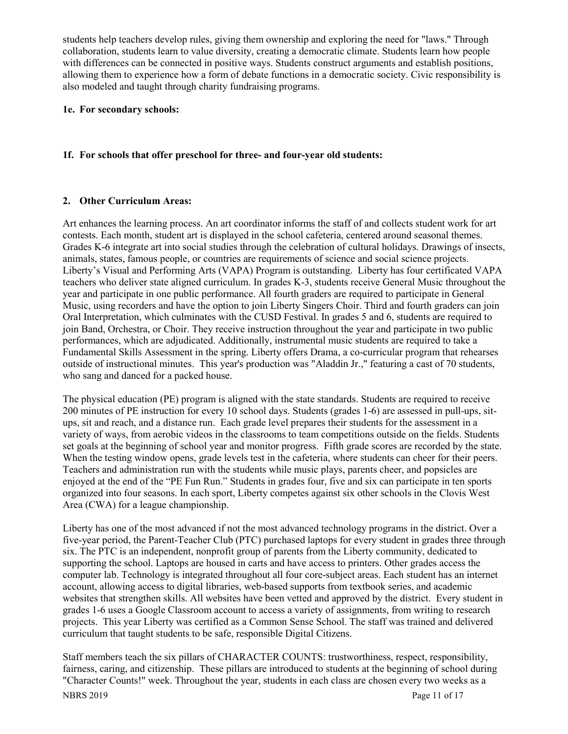students help teachers develop rules, giving them ownership and exploring the need for "laws." Through collaboration, students learn to value diversity, creating a democratic climate. Students learn how people with differences can be connected in positive ways. Students construct arguments and establish positions, allowing them to experience how a form of debate functions in a democratic society. Civic responsibility is also modeled and taught through charity fundraising programs.

**1e. For secondary schools:**

**1f. For schools that offer preschool for three- and four-year old students:**

**2. Other Curriculum Areas:**

Art enhances the learning process. An art coordinator informs the staff of and collects student work for art contests. Each month, student art is displayed in the school cafeteria, centered around seasonal themes. Grades K-6 integrate art into social studies through the celebration of cultural holidays. Drawings of insects, animals, states, famous people, or countries are requirements of science and social science projects. Liberty's Visual and Performing Arts (VAPA) Program is outstanding. Liberty has four certificated VAPA teachers who deliver state aligned curriculum. In grades K-3, students receive General Music throughout the year and participate in one public performance. All fourth graders are required to participate in General Music, using recorders and have the option to join Liberty Singers Choir. Third and fourth graders can join Oral Interpretation, which culminates with the CUSD Festival. In grades 5 and 6, students are required to join Band, Orchestra, or Choir. They receive instruction throughout the year and participate in two public performances, which are adjudicated. Additionally, instrumental music students are required to take a Fundamental Skills Assessment in the spring. Liberty offers Drama, a co-curricular program that rehearses outside of instructional minutes. This year's production was "Aladdin Jr.," featuring a cast of 70 students, who sang and danced for a packed house.

The physical education (PE) program is aligned with the state standards. Students are required to receive 200 minutes of PE instruction for every 10 school days. Students (grades 1-6) are assessed in pull-ups, sit-ups, sit and reach, and a distance run. Each grade level prepares their students for the assessment in a variety of ways, from aerobic videos in the classrooms to team competitions outside on the fields. Students set goals at the beginning of school year and monitor progress. Fifth grade scores are recorded by the state. When the testing window opens, grade levels test in the cafeteria, where students can cheer for their peers. Teachers and administration run with the students while music plays, parents cheer, and popsicles are enjoyed at the end of the "PE Fun Run." Students in grades four, five and six can participate in ten sports organized into four seasons. In each sport, Liberty competes against six other schools in the Clovis West Area (CWA) for a league championship.

Liberty has one of the most advanced if not the most advanced technology programs in the district. Over a five-year period, the Parent-Teacher Club (PTC) purchased laptops for every student in grades three through six. The PTC is an independent, nonprofit group of parents from the Liberty community, dedicated to supporting the school. Laptops are housed in carts and have access to printers. Other grades access the computer lab. Technology is integrated throughout all four core-subject areas. Each student has an internet account, allowing access to digital libraries, web-based supports from textbook series, and academic websites that strengthen skills. All websites have been vetted and approved by the district. Every student in grades 1-6 uses a Google Classroom account to access a variety of assignments, from writing to research projects. This year Liberty was certified as a Common Sense School. The staff was trained and delivered curriculum that taught students to be safe, responsible Digital Citizens.

Staff members teach the six pillars of CHARACTER COUNTS: trustworthiness, respect, responsibility, fairness, caring, and citizenship. These pillars are introduced to students at the beginning of school during "Character Counts!" week. Throughout the year, students in each class are chosen every two weeks as a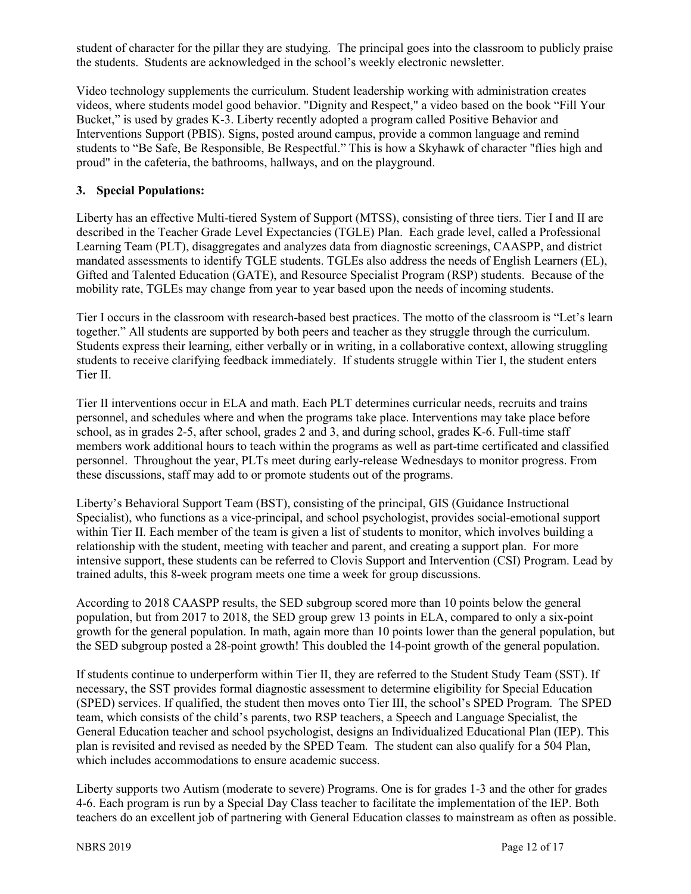student of character for the pillar they are studying. The principal goes into the classroom to publicly praise the students. Students are acknowledged in the school's weekly electronic newsletter.

Video technology supplements the curriculum. Student leadership working with administration creates videos, where students model good behavior. "Dignity and Respect," a video based on the book "Fill Your Bucket," is used by grades K-3. Liberty recently adopted a program called Positive Behavior and Interventions Support (PBIS). Signs, posted around campus, provide a common language and remind students to "Be Safe, Be Responsible, Be Respectful." This is how a Skyhawk of character "flies high and proud" in the cafeteria, the bathrooms, hallways, and on the playground.

### 3. Special Populations:

Liberty has an effective Multi-tiered System of Support (MTSS), consisting of three tiers. Tier I and II are described in the Teacher Grade Level Expectancies (TGLE) Plan. Each grade level, called a Professional Learning Team (PLT), disaggregates and analyzes data from diagnostic screenings, CAASPP, and district mandated assessments to identify TGLE students. TGLEs also address the needs of English Learners (EL), Gifted and Talented Education (GATE), and Resource Specialist Program (RSP) students. Because of the mobility rate, TGLEs may change from year to year based upon the needs of incoming students.

Tier I occurs in the classroom with research-based best practices. The motto of the classroom is "Let's learn together." All students are supported by both peers and teacher as they struggle through the curriculum. Students express their learning, either verbally or in writing, in a collaborative context, allowing struggling students to receive clarifying feedback immediately. If students struggle within Tier I, the student enters Tier II.

Tier II interventions occur in ELA and math. Each PLT determines curricular needs, recruits and trains personnel, and schedules where and when the programs take place. Interventions may take place before school, as in grades 2-5, after school, grades 2 and 3, and during school, grades K-6. Full-time staff members work additional hours to teach within the programs as well as part-time certificated and classified personnel. Throughout the year, PLTs meet during early-release Wednesdays to monitor progress. From these discussions, staff may add to or promote students out of the programs.

Liberty's Behavioral Support Team (BST), consisting of the principal, GIS (Guidance Instructional Specialist), who functions as a vice-principal, and school psychologist, provides social-emotional support within Tier II. Each member of the team is given a list of students to monitor, which involves building a relationship with the student, meeting with teacher and parent, and creating a support plan. For more intensive support, these students can be referred to Clovis Support and Intervention (CSI) Program. Lead by trained adults, this 8-week program meets one time a week for group discussions.

According to 2018 CAASPP results, the SED subgroup scored more than 10 points below the general population, but from 2017 to 2018, the SED group grew 13 points in ELA, compared to only a six-point growth for the general population. In math, again more than 10 points lower than the general population, but the SED subgroup posted a 28-point growth! This doubled the 14-point growth of the general population.

If students continue to underperform within Tier II, they are referred to the Student Study Team (SST). If necessary, the SST provides formal diagnostic assessment to determine eligibility for Special Education (SPED) services. If qualified, the student then moves onto Tier III, the school's SPED Program. The SPED team, which consists of the child's parents, two RSP teachers, a Speech and Language Specialist, the General Education teacher and school psychologist, designs an Individualized Educational Plan (IEP). This plan is revisited and revised as needed by the SPED Team. The student can also qualify for a 504 Plan, which includes accommodations to ensure academic success.

Liberty supports two Autism (moderate to severe) Programs. One is for grades 1-3 and the other for grades 4-6. Each program is run by a Special Day Class teacher to facilitate the implementation of the IEP. Both teachers do an excellent job of partnering with General Education classes to mainstream as often as possible.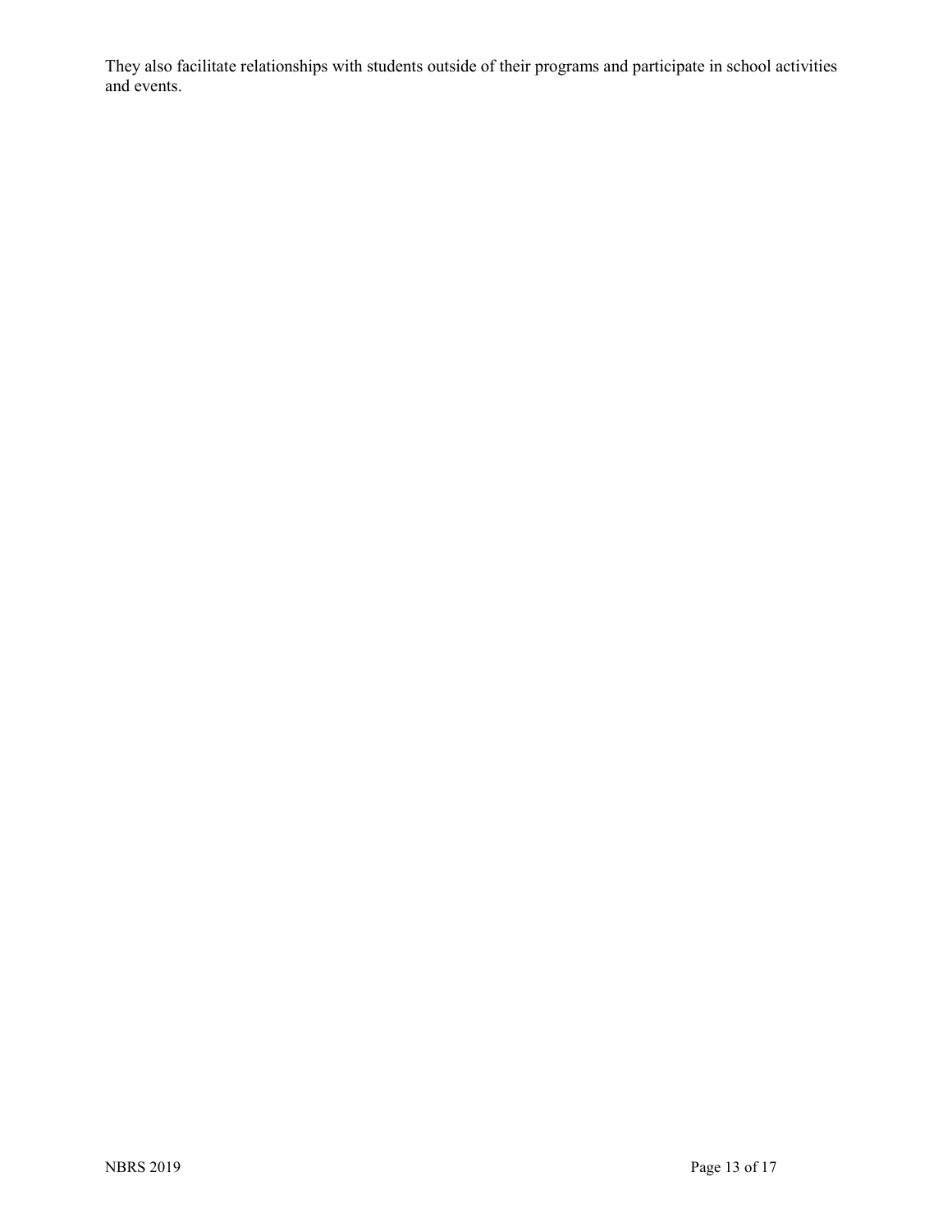They also facilitate relationships with students outside of their programs and participate in school activities and events.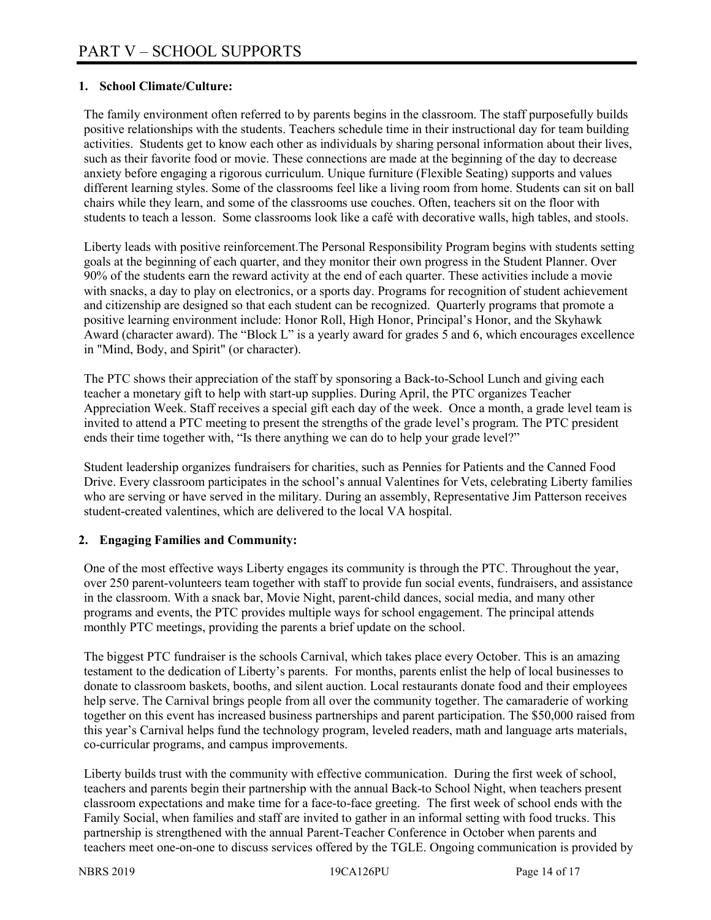# PART V – SCHOOL SUPPORTS

**1. School Climate/Culture:**

The family environment often referred to by parents begins in the classroom. The staff purposefully builds positive relationships with the students. Teachers schedule time in their instructional day for team building activities. Students get to know each other as individuals by sharing personal information about their lives, such as their favorite food or movie. These connections are made at the beginning of the day to decrease anxiety before engaging a rigorous curriculum. Unique furniture (Flexible Seating) supports and values different learning styles. Some of the classrooms feel like a living room from home. Students can sit on ball chairs while they learn, and some of the classrooms use couches. Often, teachers sit on the floor with students to teach a lesson. Some classrooms look like a café with decorative walls, high tables, and stools.

Liberty leads with positive reinforcement.The Personal Responsibility Program begins with students setting goals at the beginning of each quarter, and they monitor their own progress in the Student Planner. Over 90% of the students earn the reward activity at the end of each quarter. These activities include a movie with snacks, a day to play on electronics, or a sports day. Programs for recognition of student achievement and citizenship are designed so that each student can be recognized. Quarterly programs that promote a positive learning environment include: Honor Roll, High Honor, Principal's Honor, and the Skyhawk Award (character award). The "Block L" is a yearly award for grades 5 and 6, which encourages excellence in "Mind, Body, and Spirit" (or character).

The PTC shows their appreciation of the staff by sponsoring a Back-to-School Lunch and giving each teacher a monetary gift to help with start-up supplies. During April, the PTC organizes Teacher Appreciation Week. Staff receives a special gift each day of the week. Once a month, a grade level team is invited to attend a PTC meeting to present the strengths of the grade level's program. The PTC president ends their time together with, "Is there anything we can do to help your grade level?"

Student leadership organizes fundraisers for charities, such as Pennies for Patients and the Canned Food Drive. Every classroom participates in the school's annual Valentines for Vets, celebrating Liberty families who are serving or have served in the military. During an assembly, Representative Jim Patterson receives student-created valentines, which are delivered to the local VA hospital.

**2. Engaging Families and Community:**

One of the most effective ways Liberty engages its community is through the PTC. Throughout the year, over 250 parent-volunteers team together with staff to provide fun social events, fundraisers, and assistance in the classroom. With a snack bar, Movie Night, parent-child dances, social media, and many other programs and events, the PTC provides multiple ways for school engagement. The principal attends monthly PTC meetings, providing the parents a brief update on the school.

The biggest PTC fundraiser is the schools Carnival, which takes place every October. This is an amazing testament to the dedication of Liberty's parents. For months, parents enlist the help of local businesses to donate to classroom baskets, booths, and silent auction. Local restaurants donate food and their employees help serve. The Carnival brings people from all over the community together. The camaraderie of working together on this event has increased business partnerships and parent participation. The $50,000 raised from this year's Carnival helps fund the technology program, leveled readers, math and language arts materials, co-curricular programs, and campus improvements.

Liberty builds trust with the community with effective communication. During the first week of school, teachers and parents begin their partnership with the annual Back-to School Night, when teachers present classroom expectations and make time for a face-to-face greeting. The first week of school ends with the Family Social, when families and staff are invited to gather in an informal setting with food trucks. This partnership is strengthened with the annual Parent-Teacher Conference in October when parents and teachers meet one-on-one to discuss services offered by the TGLE. Ongoing communication is provided by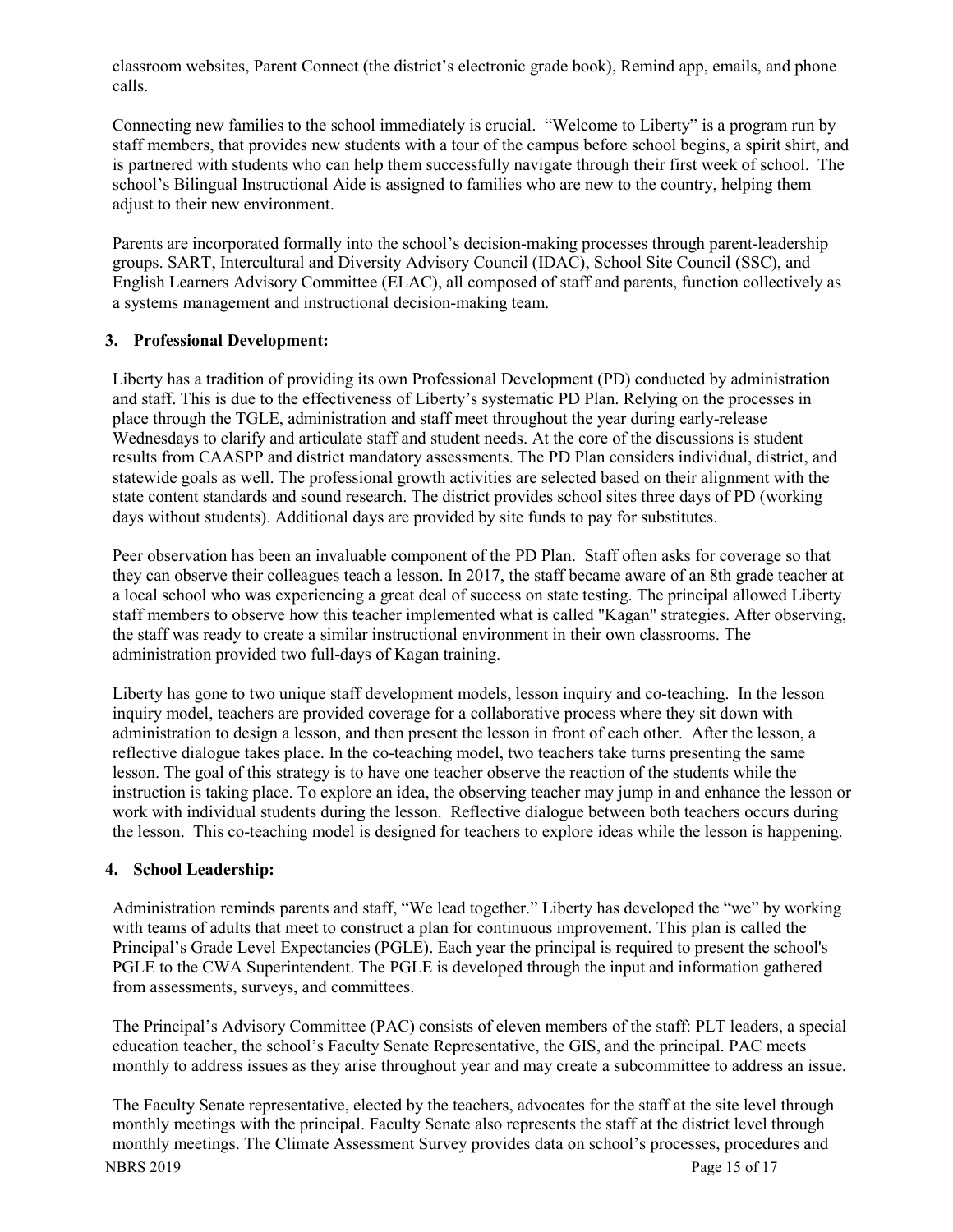classroom websites, Parent Connect (the district's electronic grade book), Remind app, emails, and phone calls.

Connecting new families to the school immediately is crucial. "Welcome to Liberty" is a program run by staff members, that provides new students with a tour of the campus before school begins, a spirit shirt, and is partnered with students who can help them successfully navigate through their first week of school. The school's Bilingual Instructional Aide is assigned to families who are new to the country, helping them adjust to their new environment.

Parents are incorporated formally into the school's decision-making processes through parent-leadership groups. SART, Intercultural and Diversity Advisory Council (IDAC), School Site Council (SSC), and English Learners Advisory Committee (ELAC), all composed of staff and parents, function collectively as a systems management and instructional decision-making team.

### 3. Professional Development:

Liberty has a tradition of providing its own Professional Development (PD) conducted by administration and staff. This is due to the effectiveness of Liberty's systematic PD Plan. Relying on the processes in place through the TGLE, administration and staff meet throughout the year during early-release Wednesdays to clarify and articulate staff and student needs. At the core of the discussions is student results from CAASPP and district mandatory assessments. The PD Plan considers individual, district, and statewide goals as well. The professional growth activities are selected based on their alignment with the state content standards and sound research. The district provides school sites three days of PD (working days without students). Additional days are provided by site funds to pay for substitutes.

Peer observation has been an invaluable component of the PD Plan. Staff often asks for coverage so that they can observe their colleagues teach a lesson. In 2017, the staff became aware of an 8th grade teacher at a local school who was experiencing a great deal of success on state testing. The principal allowed Liberty staff members to observe how this teacher implemented what is called "Kagan" strategies. After observing, the staff was ready to create a similar instructional environment in their own classrooms. The administration provided two full-days of Kagan training.

Liberty has gone to two unique staff development models, lesson inquiry and co-teaching. In the lesson inquiry model, teachers are provided coverage for a collaborative process where they sit down with administration to design a lesson, and then present the lesson in front of each other. After the lesson, a reflective dialogue takes place. In the co-teaching model, two teachers take turns presenting the same lesson. The goal of this strategy is to have one teacher observe the reaction of the students while the instruction is taking place. To explore an idea, the observing teacher may jump in and enhance the lesson or work with individual students during the lesson. Reflective dialogue between both teachers occurs during the lesson. This co-teaching model is designed for teachers to explore ideas while the lesson is happening.

### 4. School Leadership:

Administration reminds parents and staff, "We lead together." Liberty has developed the "we" by working with teams of adults that meet to construct a plan for continuous improvement. This plan is called the Principal's Grade Level Expectancies (PGLE). Each year the principal is required to present the school's PGLE to the CWA Superintendent. The PGLE is developed through the input and information gathered from assessments, surveys, and committees.

The Principal's Advisory Committee (PAC) consists of eleven members of the staff: PLT leaders, a special education teacher, the school's Faculty Senate Representative, the GIS, and the principal. PAC meets monthly to address issues as they arise throughout year and may create a subcommittee to address an issue.

The Faculty Senate representative, elected by the teachers, advocates for the staff at the site level through monthly meetings with the principal. Faculty Senate also represents the staff at the district level through monthly meetings. The Climate Assessment Survey provides data on school's processes, procedures and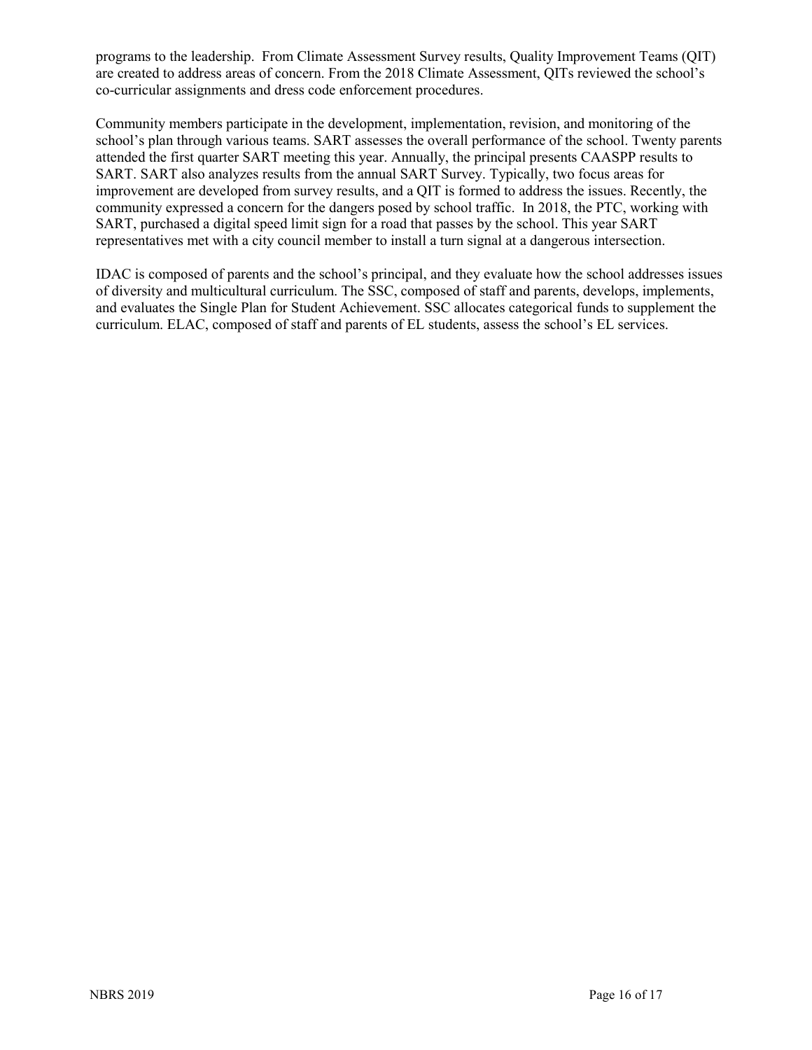programs to the leadership. From Climate Assessment Survey results, Quality Improvement Teams (QIT) are created to address areas of concern. From the 2018 Climate Assessment, QITs reviewed the school's co-curricular assignments and dress code enforcement procedures.

Community members participate in the development, implementation, revision, and monitoring of the school's plan through various teams. SART assesses the overall performance of the school. Twenty parents attended the first quarter SART meeting this year. Annually, the principal presents CAASPP results to SART. SART also analyzes results from the annual SART Survey. Typically, two focus areas for improvement are developed from survey results, and a QIT is formed to address the issues. Recently, the community expressed a concern for the dangers posed by school traffic. In 2018, the PTC, working with SART, purchased a digital speed limit sign for a road that passes by the school. This year SART representatives met with a city council member to install a turn signal at a dangerous intersection.

IDAC is composed of parents and the school's principal, and they evaluate how the school addresses issues of diversity and multicultural curriculum. The SSC, composed of staff and parents, develops, implements, and evaluates the Single Plan for Student Achievement. SSC allocates categorical funds to supplement the curriculum. ELAC, composed of staff and parents of EL students, assess the school's EL services.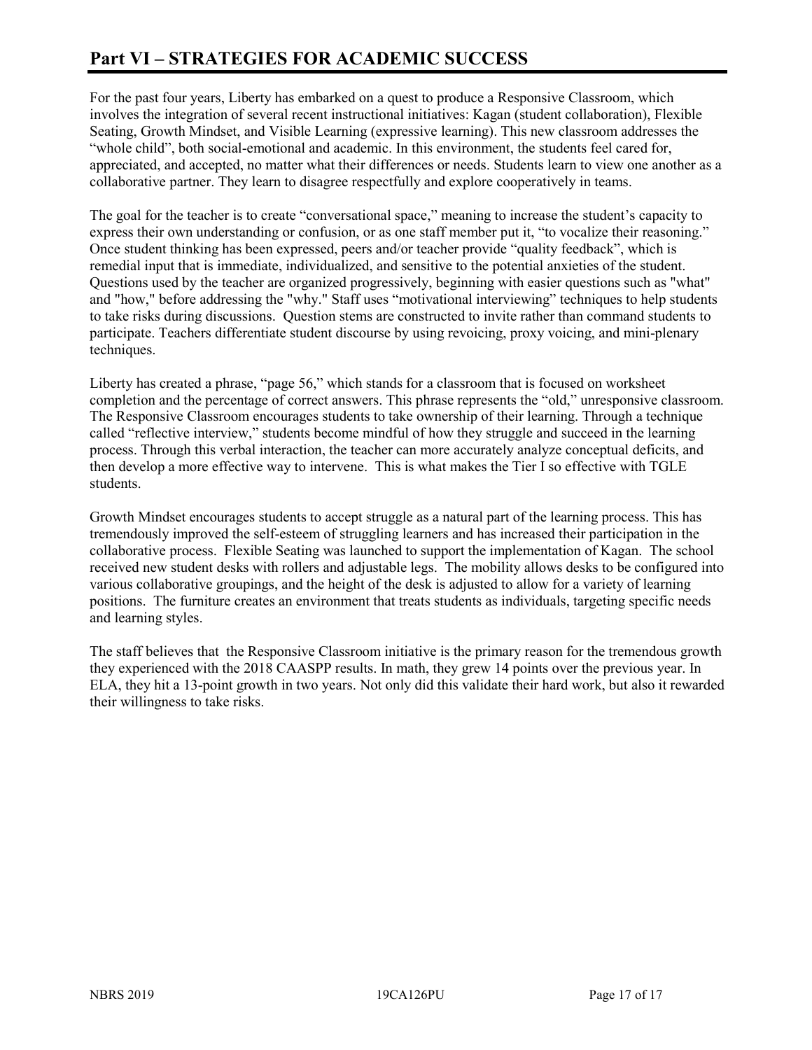# Part VI – STRATEGIES FOR ACADEMIC SUCCESS

For the past four years, Liberty has embarked on a quest to produce a Responsive Classroom, which involves the integration of several recent instructional initiatives: Kagan (student collaboration), Flexible Seating, Growth Mindset, and Visible Learning (expressive learning). This new classroom addresses the "whole child", both social-emotional and academic. In this environment, the students feel cared for, appreciated, and accepted, no matter what their differences or needs. Students learn to view one another as a collaborative partner. They learn to disagree respectfully and explore cooperatively in teams.

The goal for the teacher is to create "conversational space," meaning to increase the student's capacity to express their own understanding or confusion, or as one staff member put it, "to vocalize their reasoning." Once student thinking has been expressed, peers and/or teacher provide "quality feedback", which is remedial input that is immediate, individualized, and sensitive to the potential anxieties of the student. Questions used by the teacher are organized progressively, beginning with easier questions such as "what" and "how," before addressing the "why." Staff uses "motivational interviewing" techniques to help students to take risks during discussions. Question stems are constructed to invite rather than command students to participate. Teachers differentiate student discourse by using revoicing, proxy voicing, and mini-plenary techniques.

Liberty has created a phrase, "page 56," which stands for a classroom that is focused on worksheet completion and the percentage of correct answers. This phrase represents the "old," unresponsive classroom. The Responsive Classroom encourages students to take ownership of their learning. Through a technique called "reflective interview," students become mindful of how they struggle and succeed in the learning process. Through this verbal interaction, the teacher can more accurately analyze conceptual deficits, and then develop a more effective way to intervene. This is what makes the Tier I so effective with TGLE students.

Growth Mindset encourages students to accept struggle as a natural part of the learning process. This has tremendously improved the self-esteem of struggling learners and has increased their participation in the collaborative process. Flexible Seating was launched to support the implementation of Kagan. The school received new student desks with rollers and adjustable legs. The mobility allows desks to be configured into various collaborative groupings, and the height of the desk is adjusted to allow for a variety of learning positions. The furniture creates an environment that treats students as individuals, targeting specific needs and learning styles.

The staff believes that the Responsive Classroom initiative is the primary reason for the tremendous growth they experienced with the 2018 CAASPP results. In math, they grew 14 points over the previous year. In ELA, they hit a 13-point growth in two years. Not only did this validate their hard work, but also it rewarded their willingness to take risks.